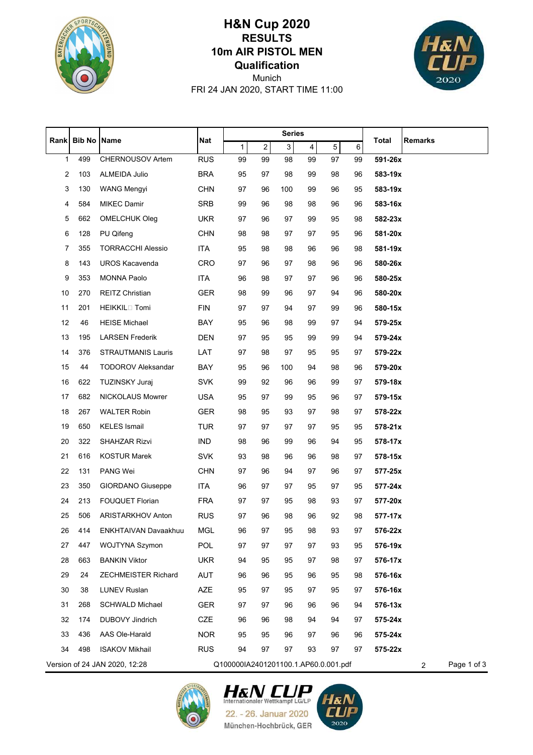# H&N Cup 2020
## RESULTS
## 10m AIR PISTOL MEN
## Qualification

Munich

FRI 24 JAN 2020, START TIME 11:00

| Rank | Bib No | Name | Nat | Series 1 | 2 | 3 | 4 | 5 | 6 | Total | Remarks |
|---|---|---|---|---|---|---|---|---|---|---|---|
| 1 | 499 | CHERNOUSOV Artem | RUS | 99 | 99 | 98 | 99 | 97 | 99 | **591-26x** | |
| 2 | 103 | ALMEIDA Julio | BRA | 95 | 97 | 98 | 99 | 98 | 96 | **583-19x** | |
| 3 | 130 | WANG Mengyi | CHN | 97 | 96 | 100 | 99 | 96 | 95 | **583-19x** | |
| 4 | 584 | MIKEC Damir | SRB | 99 | 96 | 98 | 98 | 96 | 96 | **583-16x** | |
| 5 | 662 | OMELCHUK Oleg | UKR | 97 | 96 | 97 | 99 | 95 | 98 | **582-23x** | |
| 6 | 128 | PU Qifeng | CHN | 98 | 98 | 97 | 97 | 95 | 96 | **581-20x** | |
| 7 | 355 | TORRACCHI Alessio | ITA | 95 | 98 | 98 | 96 | 96 | 98 | **581-19x** | |
| 8 | 143 | UROS Kacavenda | CRO | 97 | 96 | 97 | 98 | 96 | 96 | **580-26x** | |
| 9 | 353 | MONNA Paolo | ITA | 96 | 98 | 97 | 97 | 96 | 96 | **580-25x** | |
| 10 | 270 | REITZ Christian | GER | 98 | 99 | 96 | 97 | 94 | 96 | **580-20x** | |
| 11 | 201 | HEIKKIL□ Tomi | FIN | 97 | 97 | 94 | 97 | 99 | 96 | **580-15x** | |
| 12 | 46 | HEISE Michael | BAY | 95 | 96 | 98 | 99 | 97 | 94 | **579-25x** | |
| 13 | 195 | LARSEN Frederik | DEN | 97 | 95 | 95 | 99 | 99 | 94 | **579-24x** | |
| 14 | 376 | STRAUTMANIS Lauris | LAT | 97 | 98 | 97 | 95 | 95 | 97 | **579-22x** | |
| 15 | 44 | TODOROV Aleksandar | BAY | 95 | 96 | 100 | 94 | 98 | 96 | **579-20x** | |
| 16 | 622 | TUZINSKY Juraj | SVK | 99 | 92 | 96 | 96 | 99 | 97 | **579-18x** | |
| 17 | 682 | NICKOLAUS Mowrer | USA | 95 | 97 | 99 | 95 | 96 | 97 | **579-15x** | |
| 18 | 267 | WALTER Robin | GER | 98 | 95 | 93 | 97 | 98 | 97 | **578-22x** | |
| 19 | 650 | KELES Ismail | TUR | 97 | 97 | 97 | 97 | 95 | 95 | **578-21x** | |
| 20 | 322 | SHAHZAR Rizvi | IND | 98 | 96 | 99 | 96 | 94 | 95 | **578-17x** | |
| 21 | 616 | KOSTUR Marek | SVK | 93 | 98 | 96 | 96 | 98 | 97 | **578-15x** | |
| 22 | 131 | PANG Wei | CHN | 97 | 96 | 94 | 97 | 96 | 97 | **577-25x** | |
| 23 | 350 | GIORDANO Giuseppe | ITA | 96 | 97 | 97 | 95 | 97 | 95 | **577-24x** | |
| 24 | 213 | FOUQUET Florian | FRA | 97 | 97 | 95 | 98 | 93 | 97 | **577-20x** | |
| 25 | 506 | ARISTARKHOV Anton | RUS | 97 | 96 | 98 | 96 | 92 | 98 | **577-17x** | |
| 26 | 414 | ENKHTAIVAN Davaakhuu | MGL | 96 | 97 | 95 | 98 | 93 | 97 | **576-22x** | |
| 27 | 447 | WOJTYNA Szymon | POL | 97 | 97 | 97 | 97 | 93 | 95 | **576-19x** | |
| 28 | 663 | BANKIN Viktor | UKR | 94 | 95 | 95 | 97 | 98 | 97 | **576-17x** | |
| 29 | 24 | ZECHMEISTER Richard | AUT | 96 | 96 | 95 | 96 | 95 | 98 | **576-16x** | |
| 30 | 38 | LUNEV Ruslan | AZE | 95 | 97 | 95 | 97 | 95 | 97 | **576-16x** | |
| 31 | 268 | SCHWALD Michael | GER | 97 | 97 | 96 | 96 | 96 | 94 | **576-13x** | |
| 32 | 174 | DUBOVY Jindrich | CZE | 96 | 96 | 98 | 94 | 94 | 97 | **575-24x** | |
| 33 | 436 | AAS Ole-Harald | NOR | 95 | 95 | 96 | 97 | 96 | 96 | **575-24x** | |
| 34 | 498 | ISAKOV Mikhail | RUS | 94 | 97 | 97 | 93 | 97 | 97 | **575-22x** | |

Version of 24 JAN 2020, 12:28 Q100000IA2401201100.1.AP60.0.001.pdf 2

H&N CUP Internationaler Wettkampf LG/LP 22. - 26. Januar 2020 München-Hochbrück, GER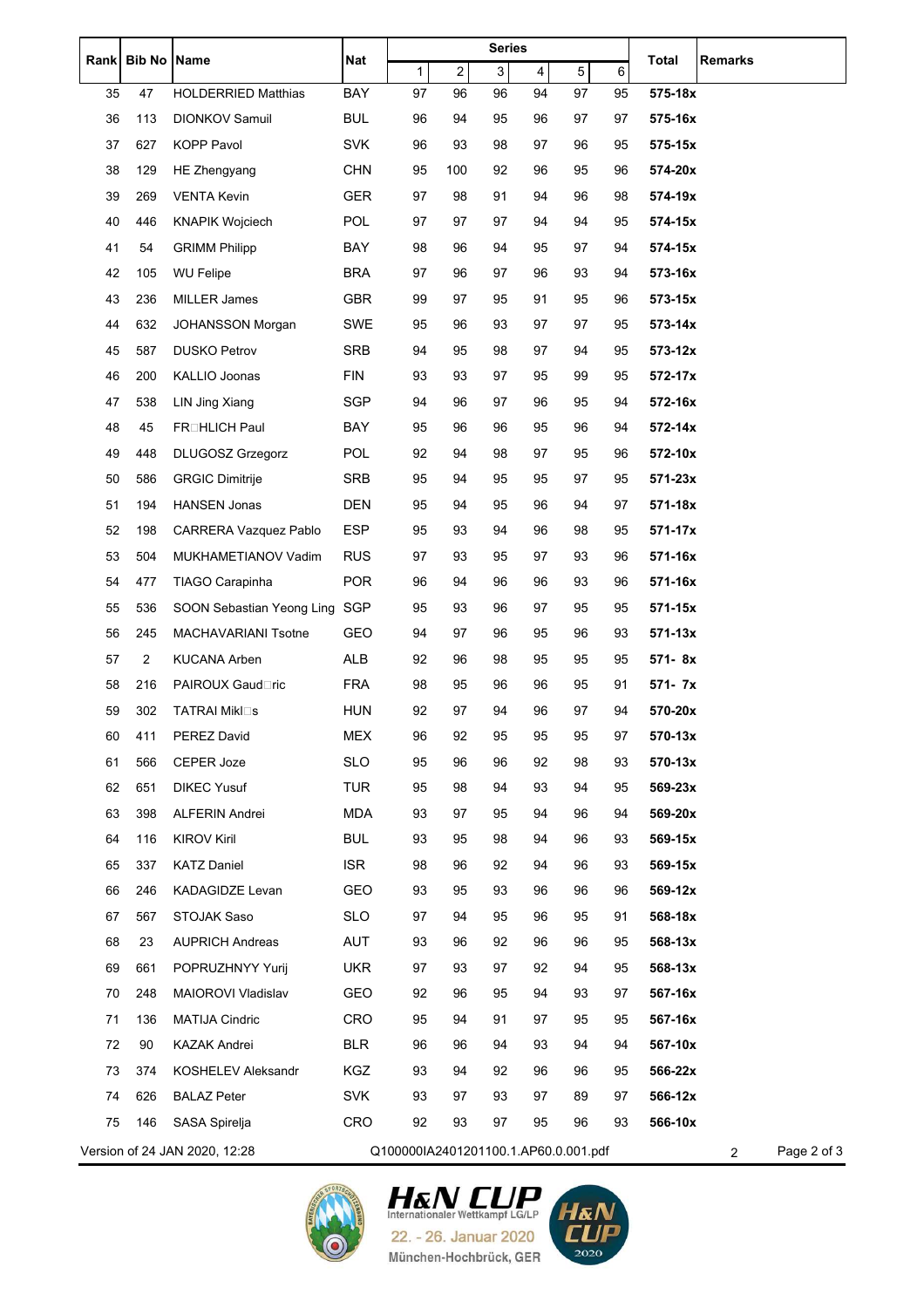| Rank | Bib No | Name | Nat | Series | | | | | | Total | Remarks |
|---|---|---|---|---|---|---|---|---|---|---|---|
| | | | | 1 | 2 | 3 | 4 | 5 | 6 | | |
| 35 | 47 | HOLDERRIED Matthias | BAY | 97 | 96 | 96 | 94 | 97 | 95 | **575-18x** | |
| 36 | 113 | DIONKOV Samuil | BUL | 96 | 94 | 95 | 96 | 97 | 97 | **575-16x** | |
| 37 | 627 | KOPP Pavol | SVK | 96 | 93 | 98 | 97 | 96 | 95 | **575-15x** | |
| 38 | 129 | HE Zhengyang | CHN | 95 | 100 | 92 | 96 | 95 | 96 | **574-20x** | |
| 39 | 269 | VENTA Kevin | GER | 97 | 98 | 91 | 94 | 96 | 98 | **574-19x** | |
| 40 | 446 | KNAPIK Wojciech | POL | 97 | 97 | 97 | 94 | 94 | 95 | **574-15x** | |
| 41 | 54 | GRIMM Philipp | BAY | 98 | 96 | 94 | 95 | 97 | 94 | **574-15x** | |
| 42 | 105 | WU Felipe | BRA | 97 | 96 | 97 | 96 | 93 | 94 | **573-16x** | |
| 43 | 236 | MILLER James | GBR | 99 | 97 | 95 | 91 | 95 | 96 | **573-15x** | |
| 44 | 632 | JOHANSSON Morgan | SWE | 95 | 96 | 93 | 97 | 97 | 95 | **573-14x** | |
| 45 | 587 | DUSKO Petrov | SRB | 94 | 95 | 98 | 97 | 94 | 95 | **573-12x** | |
| 46 | 200 | KALLIO Joonas | FIN | 93 | 93 | 97 | 95 | 99 | 95 | **572-17x** | |
| 47 | 538 | LIN Jing Xiang | SGP | 94 | 96 | 97 | 96 | 95 | 94 | **572-16x** | |
| 48 | 45 | FR□HLICH Paul | BAY | 95 | 96 | 96 | 95 | 96 | 94 | **572-14x** | |
| 49 | 448 | DLUGOSZ Grzegorz | POL | 92 | 94 | 98 | 97 | 95 | 96 | **572-10x** | |
| 50 | 586 | GRGIC Dimitrije | SRB | 95 | 94 | 95 | 95 | 97 | 95 | **571-23x** | |
| 51 | 194 | HANSEN Jonas | DEN | 95 | 94 | 95 | 96 | 94 | 97 | **571-18x** | |
| 52 | 198 | CARRERA Vazquez Pablo | ESP | 95 | 93 | 94 | 96 | 98 | 95 | **571-17x** | |
| 53 | 504 | MUKHAMETIANOV Vadim | RUS | 97 | 93 | 95 | 97 | 93 | 96 | **571-16x** | |
| 54 | 477 | TIAGO Carapinha | POR | 96 | 94 | 96 | 96 | 93 | 96 | **571-16x** | |
| 55 | 536 | SOON Sebastian Yeong Ling | SGP | 95 | 93 | 96 | 97 | 95 | 95 | **571-15x** | |
| 56 | 245 | MACHAVARIANI Tsotne | GEO | 94 | 97 | 96 | 95 | 96 | 93 | **571-13x** | |
| 57 | 2 | KUCANA Arben | ALB | 92 | 96 | 98 | 95 | 95 | 95 | **571- 8x** | |
| 58 | 216 | PAIROUX Gaud□ric | FRA | 98 | 95 | 96 | 96 | 95 | 91 | **571- 7x** | |
| 59 | 302 | TATRAI Mikl□s | HUN | 92 | 97 | 94 | 96 | 97 | 94 | **570-20x** | |
| 60 | 411 | PEREZ David | MEX | 96 | 92 | 95 | 95 | 95 | 97 | **570-13x** | |
| 61 | 566 | CEPER Joze | SLO | 95 | 96 | 96 | 92 | 98 | 93 | **570-13x** | |
| 62 | 651 | DIKEC Yusuf | TUR | 95 | 98 | 94 | 93 | 94 | 95 | **569-23x** | |
| 63 | 398 | ALFERIN Andrei | MDA | 93 | 97 | 95 | 94 | 96 | 94 | **569-20x** | |
| 64 | 116 | KIROV Kiril | BUL | 93 | 95 | 98 | 94 | 96 | 93 | **569-15x** | |
| 65 | 337 | KATZ Daniel | ISR | 98 | 96 | 92 | 94 | 96 | 93 | **569-15x** | |
| 66 | 246 | KADAGIDZE Levan | GEO | 93 | 95 | 93 | 96 | 96 | 96 | **569-12x** | |
| 67 | 567 | STOJAK Saso | SLO | 97 | 94 | 95 | 96 | 95 | 91 | **568-18x** | |
| 68 | 23 | AUPRICH Andreas | AUT | 93 | 96 | 92 | 96 | 96 | 95 | **568-13x** | |
| 69 | 661 | POPRUZHNYY Yurij | UKR | 97 | 93 | 97 | 92 | 94 | 95 | **568-13x** | |
| 70 | 248 | MAIOROVI Vladislav | GEO | 92 | 96 | 95 | 94 | 93 | 97 | **567-16x** | |
| 71 | 136 | MATIJA Cindric | CRO | 95 | 94 | 91 | 97 | 95 | 95 | **567-16x** | |
| 72 | 90 | KAZAK Andrei | BLR | 96 | 96 | 94 | 93 | 94 | 94 | **567-10x** | |
| 73 | 374 | KOSHELEV Aleksandr | KGZ | 93 | 94 | 92 | 96 | 96 | 95 | **566-22x** | |
| 74 | 626 | BALAZ Peter | SVK | 93 | 97 | 93 | 97 | 89 | 97 | **566-12x** | |
| 75 | 146 | SASA Spirelja | CRO | 92 | 93 | 97 | 95 | 96 | 93 | **566-10x** | |

Version of 24 JAN 2020, 12:28 Q100000IA2401201100.1.AP60.0.001.pdf 2

H&N CUP Internationaler Wettkampf LG/LP
22. - 26. Januar 2020
München-Hochbrück, GER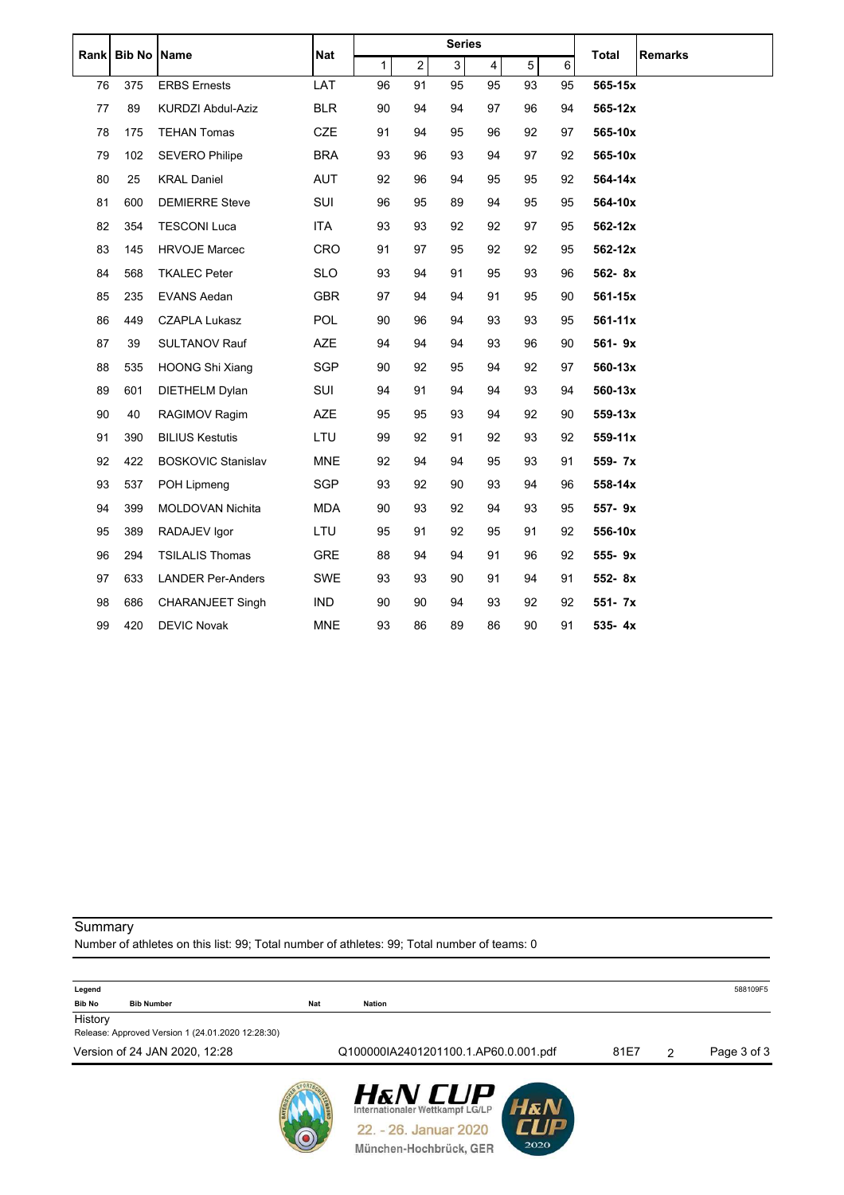| Rank | Bib No | Name | Nat | Series | | | | | | Total | Remarks |
|---|---|---|---|---|---|---|---|---|---|---|---|
| | | | | 1 | 2 | 3 | 4 | 5 | 6 | | |
| 76 | 375 | ERBS Ernests | LAT | 96 | 91 | 95 | 95 | 93 | 95 | **565-15x** | |
| 77 | 89 | KURDZI Abdul-Aziz | BLR | 90 | 94 | 94 | 97 | 96 | 94 | **565-12x** | |
| 78 | 175 | TEHAN Tomas | CZE | 91 | 94 | 95 | 96 | 92 | 97 | **565-10x** | |
| 79 | 102 | SEVERO Philipe | BRA | 93 | 96 | 93 | 94 | 97 | 92 | **565-10x** | |
| 80 | 25 | KRAL Daniel | AUT | 92 | 96 | 94 | 95 | 95 | 92 | **564-14x** | |
| 81 | 600 | DEMIERRE Steve | SUI | 96 | 95 | 89 | 94 | 95 | 95 | **564-10x** | |
| 82 | 354 | TESCONI Luca | ITA | 93 | 93 | 92 | 92 | 97 | 95 | **562-12x** | |
| 83 | 145 | HRVOJE Marcec | CRO | 91 | 97 | 95 | 92 | 92 | 95 | **562-12x** | |
| 84 | 568 | TKALEC Peter | SLO | 93 | 94 | 91 | 95 | 93 | 96 | **562- 8x** | |
| 85 | 235 | EVANS Aedan | GBR | 97 | 94 | 94 | 91 | 95 | 90 | **561-15x** | |
| 86 | 449 | CZAPLA Lukasz | POL | 90 | 96 | 94 | 93 | 93 | 95 | **561-11x** | |
| 87 | 39 | SULTANOV Rauf | AZE | 94 | 94 | 94 | 93 | 96 | 90 | **561- 9x** | |
| 88 | 535 | HOONG Shi Xiang | SGP | 90 | 92 | 95 | 94 | 92 | 97 | **560-13x** | |
| 89 | 601 | DIETHELM Dylan | SUI | 94 | 91 | 94 | 94 | 93 | 94 | **560-13x** | |
| 90 | 40 | RAGIMOV Ragim | AZE | 95 | 95 | 93 | 94 | 92 | 90 | **559-13x** | |
| 91 | 390 | BILIUS Kestutis | LTU | 99 | 92 | 91 | 92 | 93 | 92 | **559-11x** | |
| 92 | 422 | BOSKOVIC Stanislav | MNE | 92 | 94 | 94 | 95 | 93 | 91 | **559- 7x** | |
| 93 | 537 | POH Lipmeng | SGP | 93 | 92 | 90 | 93 | 94 | 96 | **558-14x** | |
| 94 | 399 | MOLDOVAN Nichita | MDA | 90 | 93 | 92 | 94 | 93 | 95 | **557- 9x** | |
| 95 | 389 | RADAJEV Igor | LTU | 95 | 91 | 92 | 95 | 91 | 92 | **556-10x** | |
| 96 | 294 | TSILALIS Thomas | GRE | 88 | 94 | 94 | 91 | 96 | 92 | **555- 9x** | |
| 97 | 633 | LANDER Per-Anders | SWE | 93 | 93 | 90 | 91 | 94 | 91 | **552- 8x** | |
| 98 | 686 | CHARANJEET Singh | IND | 90 | 90 | 94 | 93 | 92 | 92 | **551- 7x** | |
| 99 | 420 | DEVIC Novak | MNE | 93 | 86 | 89 | 86 | 90 | 91 | **535- 4x** | |

Summary

Number of athletes on this list: 99; Total number of athletes: 99; Total number of teams: 0

**Legend** 588109F5

**Bib No** **Bib Number** **Nat** **Nation**

History

Release: Approved Version 1 (24.01.2020 12:28:30)

Version of 24 JAN 2020, 12:28 Q100000IA2401201100.1.AP60.0.001.pdf 81E7 2

H&N CUP Internationaler Wettkampf LG/LP

22. - 26. Januar 2020

München-Hochbrück, GER